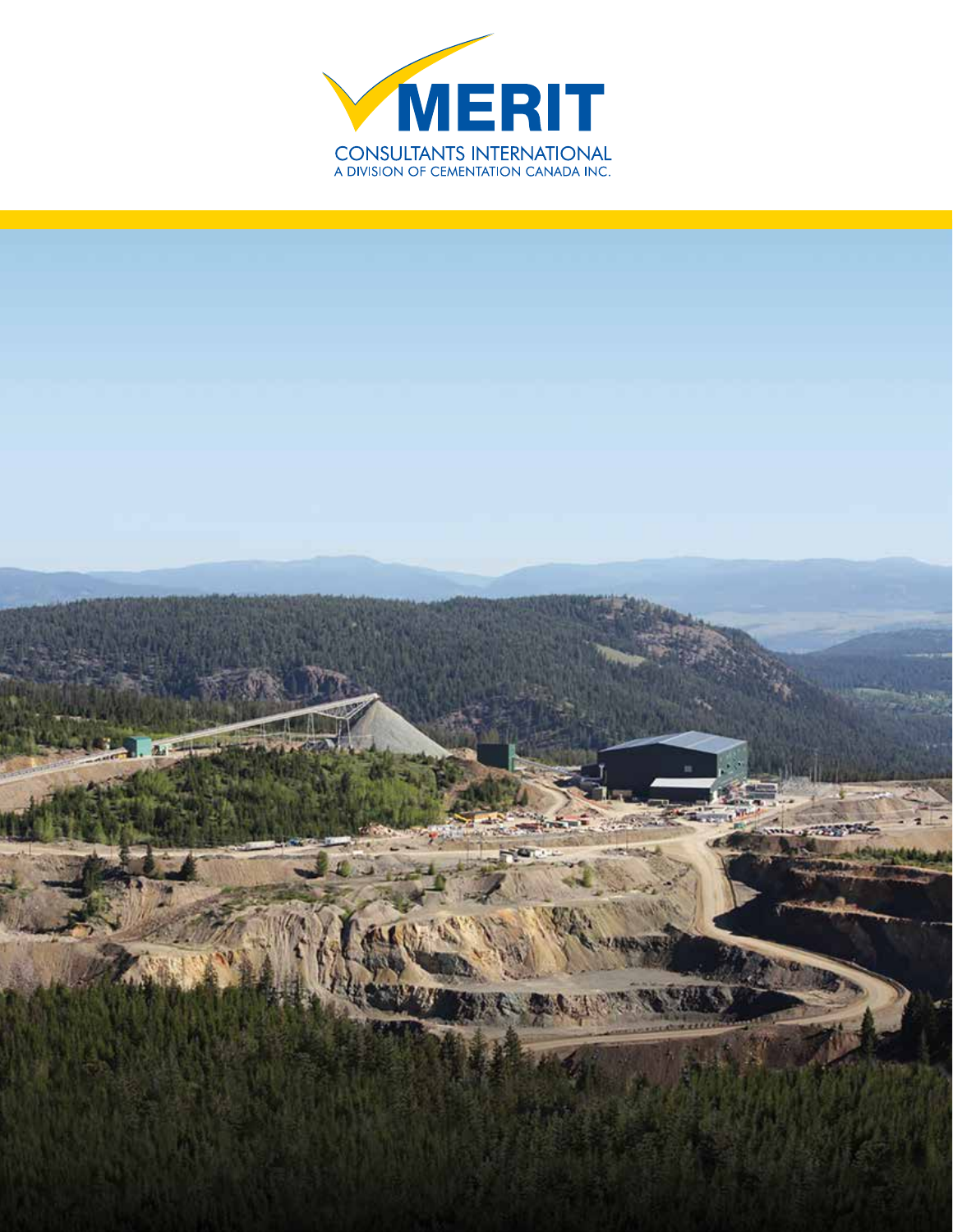MERIT

CONSULTANTS INTERNATIONAL
A DIVISION OF CEMENTATION CANADA INC.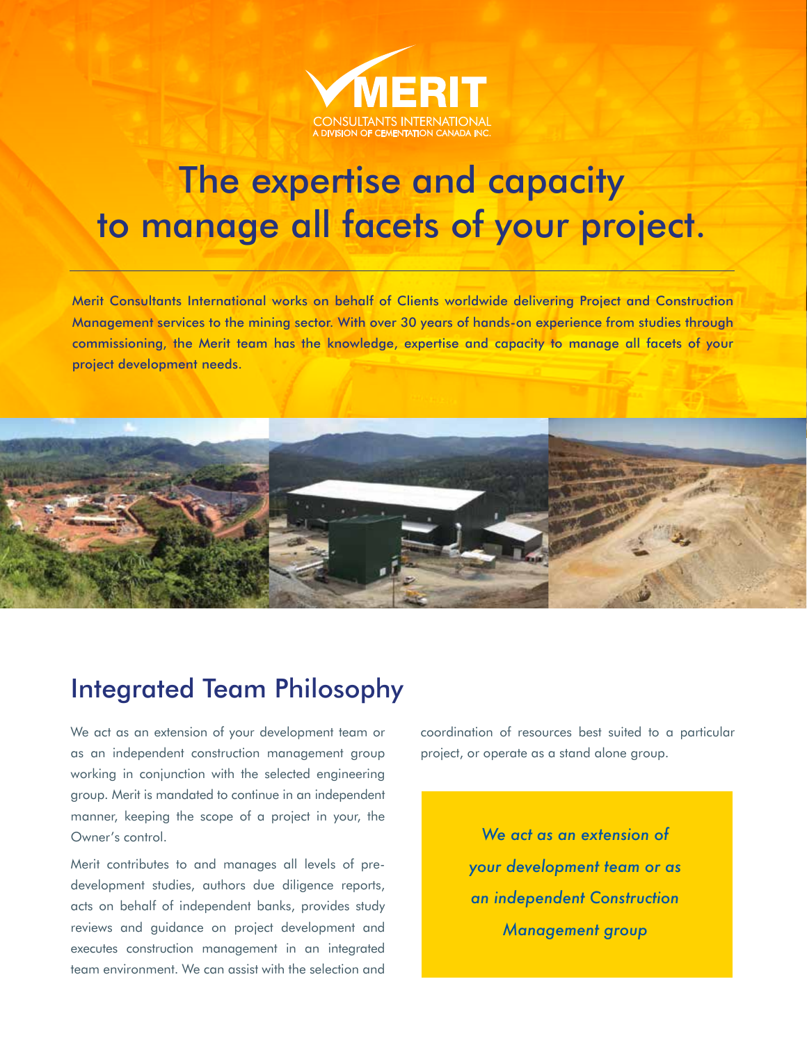MERIT
CONSULTANTS INTERNATIONAL
A DIVISION OF CEMENTATION CANADA INC.

# The expertise and capacity to manage all facets of your project.

Merit Consultants International works on behalf of Clients worldwide delivering Project and Construction Management services to the mining sector. With over 30 years of hands-on experience from studies through commissioning, the Merit team has the knowledge, expertise and capacity to manage all facets of your project development needs.

## Integrated Team Philosophy

We act as an extension of your development team or as an independent construction management group working in conjunction with the selected engineering group. Merit is mandated to continue in an independent manner, keeping the scope of a project in your, the Owner's control.

Merit contributes to and manages all levels of pre-development studies, authors due diligence reports, acts on behalf of independent banks, provides study reviews and guidance on project development and executes construction management in an integrated team environment. We can assist with the selection and coordination of resources best suited to a particular project, or operate as a stand alone group.

*We act as an extension of your development team or as an independent Construction Management group*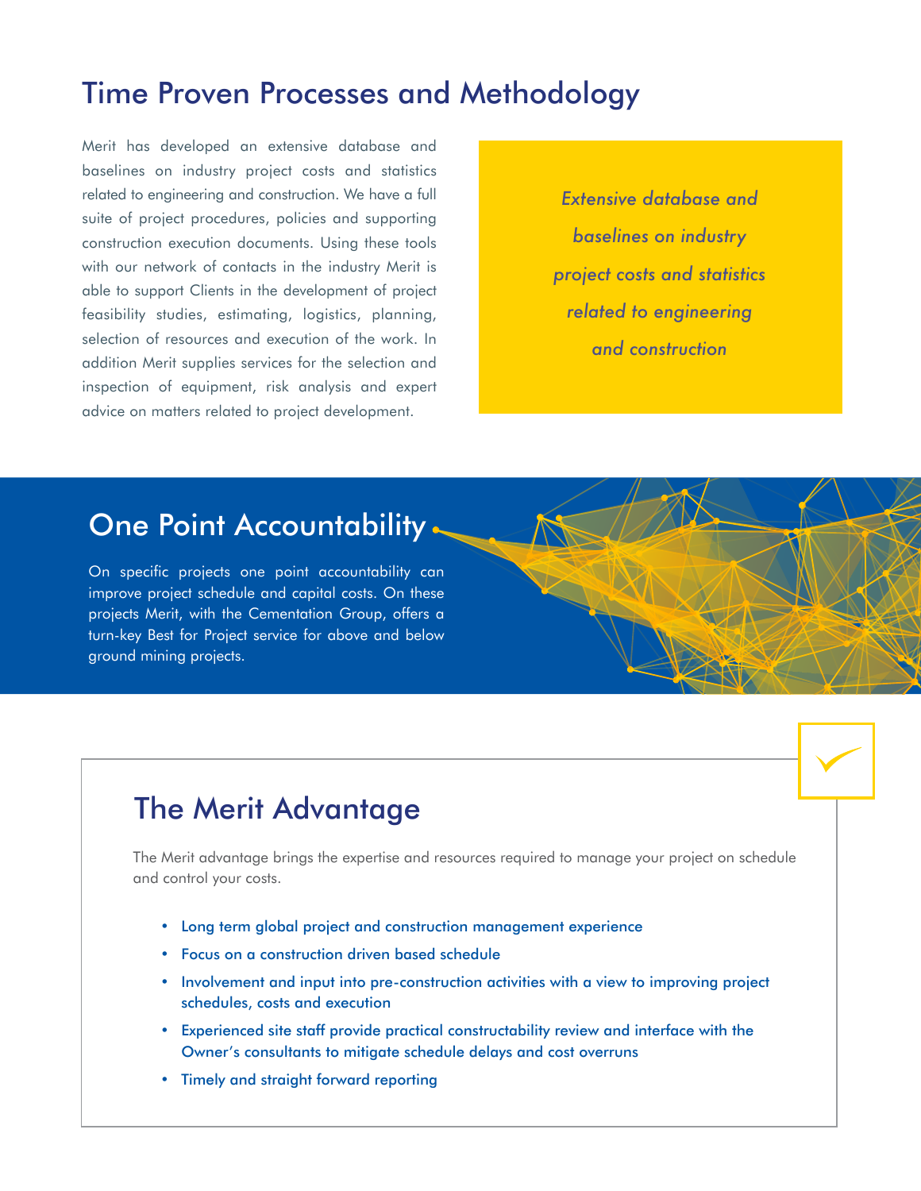## Time Proven Processes and Methodology

Merit has developed an extensive database and baselines on industry project costs and statistics related to engineering and construction. We have a full suite of project procedures, policies and supporting construction execution documents. Using these tools with our network of contacts in the industry Merit is able to support Clients in the development of project feasibility studies, estimating, logistics, planning, selection of resources and execution of the work. In addition Merit supplies services for the selection and inspection of equipment, risk analysis and expert advice on matters related to project development.

*Extensive database and baselines on industry project costs and statistics related to engineering and construction*

## One Point Accountability

On specific projects one point accountability can improve project schedule and capital costs. On these projects Merit, with the Cementation Group, offers a turn-key Best for Project service for above and below ground mining projects.

## The Merit Advantage

The Merit advantage brings the expertise and resources required to manage your project on schedule and control your costs.

- Long term global project and construction management experience
- Focus on a construction driven based schedule
- Involvement and input into pre-construction activities with a view to improving project schedules, costs and execution
- Experienced site staff provide practical constructability review and interface with the Owner's consultants to mitigate schedule delays and cost overruns
- Timely and straight forward reporting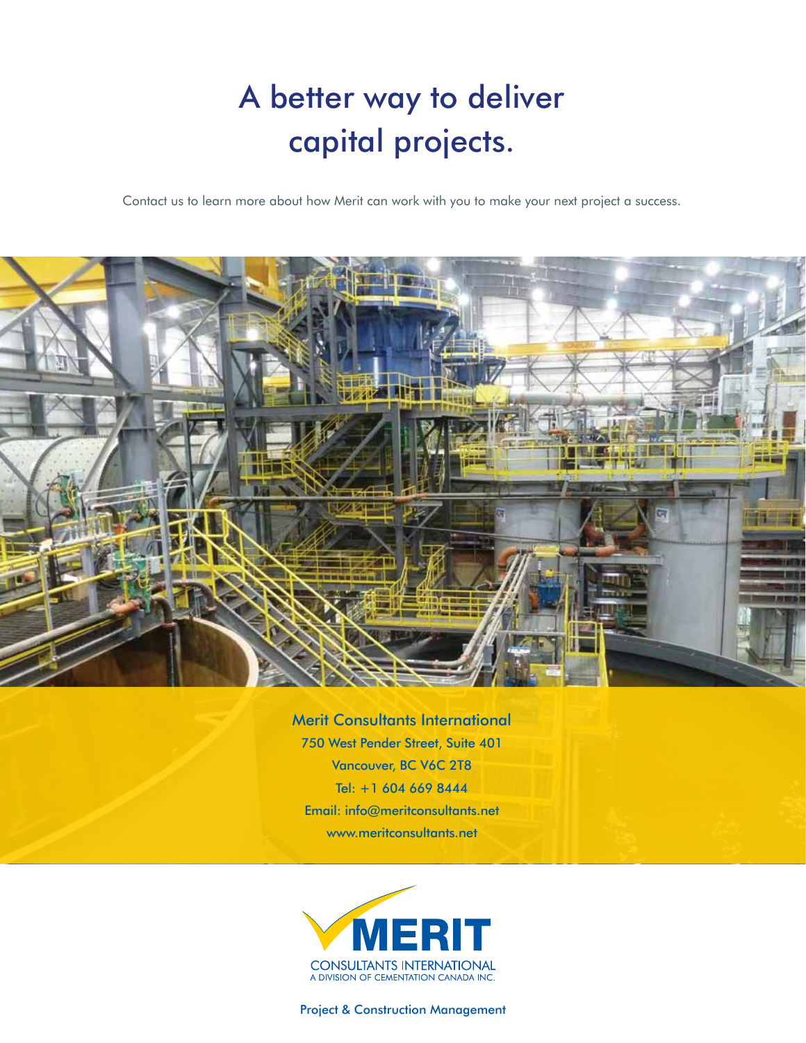# A better way to deliver capital projects.

Contact us to learn more about how Merit can work with you to make your next project a success.

**Merit Consultants International**

750 West Pender Street, Suite 401

Vancouver, BC V6C 2T8

Tel: +1 604 669 8444

Email: info@meritconsultants.net

www.meritconsultants.net

MERIT

CONSULTANTS INTERNATIONAL

A DIVISION OF CEMENTATION CANADA INC.

Project & Construction Management